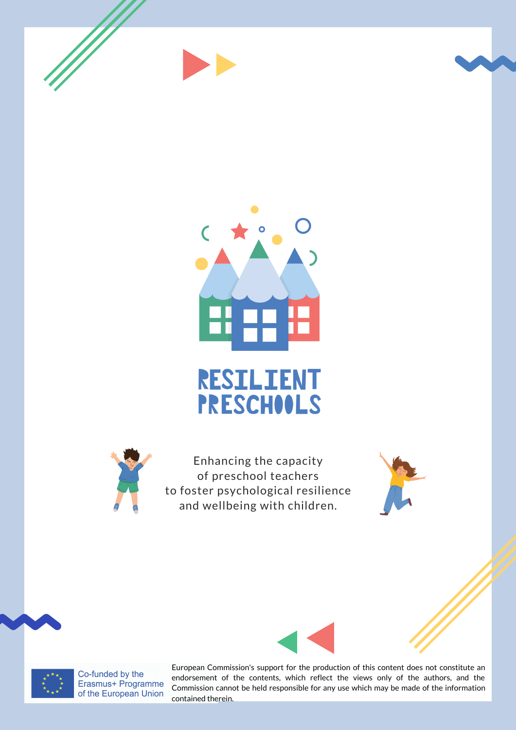# RESILIENT PRESCHOOLS

Enhancing the capacity
of preschool teachers
to foster psychological resilience
and wellbeing with children.

Co-funded by the Erasmus+ Programme of the European Union

European Commission's support for the production of this content does not constitute an endorsement of the contents, which reflect the views only of the authors, and the Commission cannot be held responsible for any use which may be made of the information contained therein.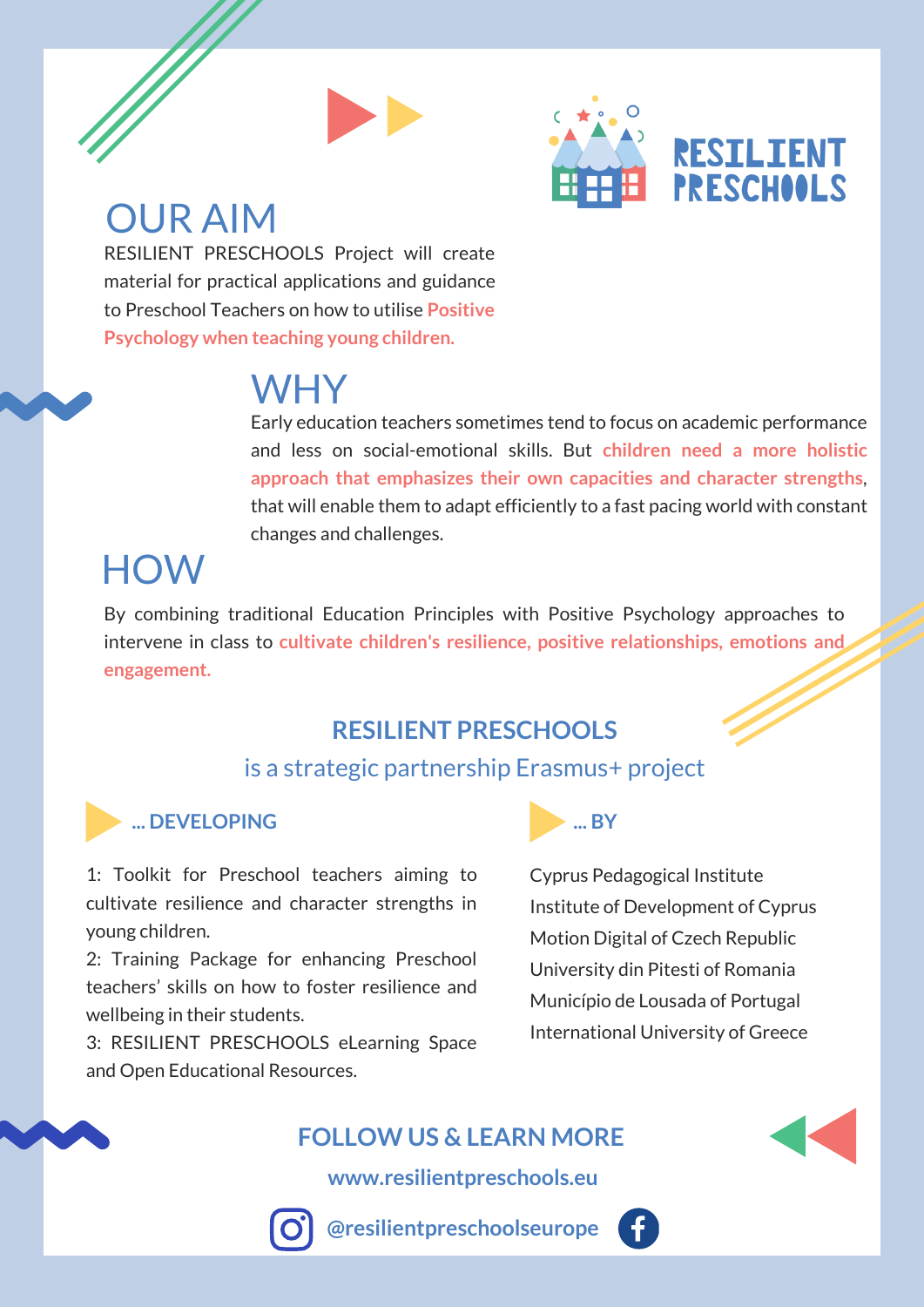RESILIENT PRESCHOOLS

# OUR AIM

RESILIENT PRESCHOOLS Project will create material for practical applications and guidance to Preschool Teachers on how to utilise **Positive Psychology when teaching young children.**

# WHY

Early education teachers sometimes tend to focus on academic performance and less on social-emotional skills. But **children need a more holistic approach that emphasizes their own capacities and character strengths**, that will enable them to adapt efficiently to a fast pacing world with constant changes and challenges.

# HOW

By combining traditional Education Principles with Positive Psychology approaches to intervene in class to **cultivate children's resilience, positive relationships, emotions and engagement.**

## RESILIENT PRESCHOOLS

is a strategic partnership Erasmus+ project

### ... DEVELOPING

1: Toolkit for Preschool teachers aiming to cultivate resilience and character strengths in young children.

2: Training Package for enhancing Preschool teachers' skills on how to foster resilience and wellbeing in their students.

3: RESILIENT PRESCHOOLS eLearning Space and Open Educational Resources.

### ... BY

Cyprus Pedagogical Institute
Institute of Development of Cyprus
Motion Digital of Czech Republic
University din Pitesti of Romania
Município de Lousada of Portugal
International University of Greece

## FOLLOW US & LEARN MORE

**www.resilientpreschools.eu**

**@resilientpreschoolseurope**